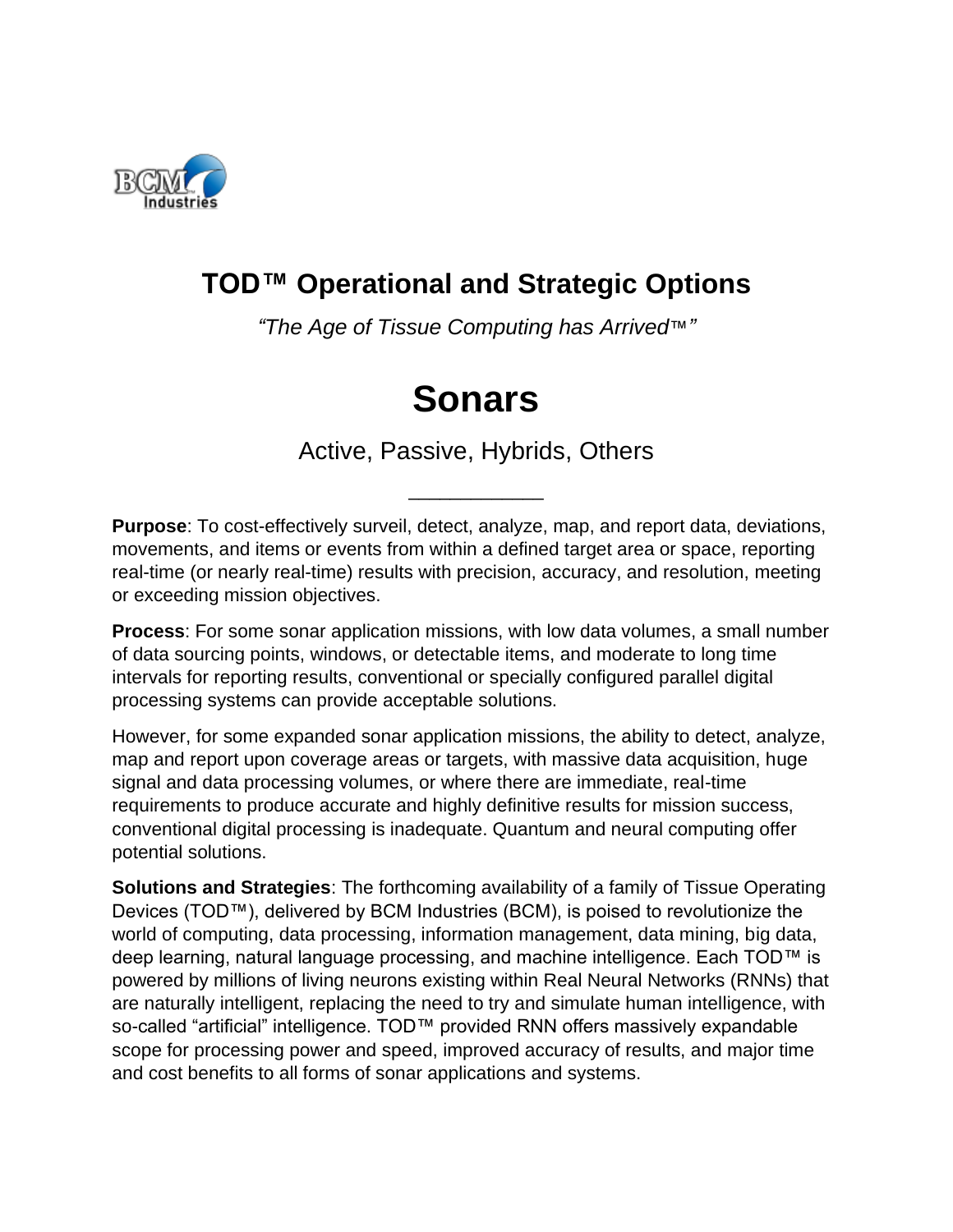# TOD™ Operational and Strategic Options

*"The Age of Tissue Computing has Arrived™"*

# Sonars

Active, Passive, Hybrids, Others

---

**Purpose**: To cost-effectively surveil, detect, analyze, map, and report data, deviations, movements, and items or events from within a defined target area or space, reporting real-time (or nearly real-time) results with precision, accuracy, and resolution, meeting or exceeding mission objectives.

**Process**: For some sonar application missions, with low data volumes, a small number of data sourcing points, windows, or detectable items, and moderate to long time intervals for reporting results, conventional or specially configured parallel digital processing systems can provide acceptable solutions.

However, for some expanded sonar application missions, the ability to detect, analyze, map and report upon coverage areas or targets, with massive data acquisition, huge signal and data processing volumes, or where there are immediate, real-time requirements to produce accurate and highly definitive results for mission success, conventional digital processing is inadequate. Quantum and neural computing offer potential solutions.

**Solutions and Strategies**: The forthcoming availability of a family of Tissue Operating Devices (TOD™), delivered by BCM Industries (BCM), is poised to revolutionize the world of computing, data processing, information management, data mining, big data, deep learning, natural language processing, and machine intelligence. Each TOD™ is powered by millions of living neurons existing within Real Neural Networks (RNNs) that are naturally intelligent, replacing the need to try and simulate human intelligence, with so-called "artificial" intelligence. TOD™ provided RNN offers massively expandable scope for processing power and speed, improved accuracy of results, and major time and cost benefits to all forms of sonar applications and systems.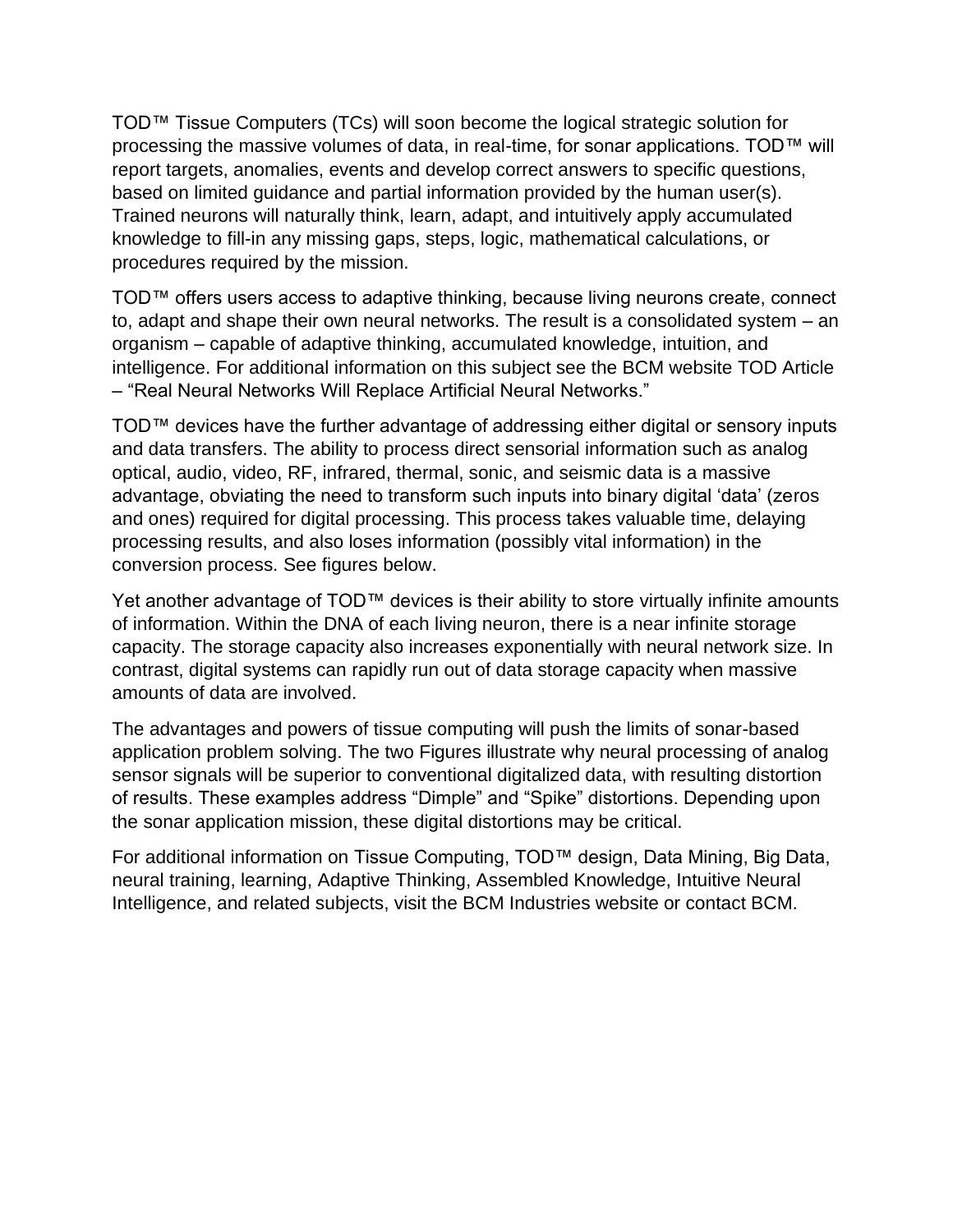TOD™ Tissue Computers (TCs) will soon become the logical strategic solution for processing the massive volumes of data, in real-time, for sonar applications. TOD™ will report targets, anomalies, events and develop correct answers to specific questions, based on limited guidance and partial information provided by the human user(s). Trained neurons will naturally think, learn, adapt, and intuitively apply accumulated knowledge to fill-in any missing gaps, steps, logic, mathematical calculations, or procedures required by the mission.

TOD™ offers users access to adaptive thinking, because living neurons create, connect to, adapt and shape their own neural networks. The result is a consolidated system – an organism – capable of adaptive thinking, accumulated knowledge, intuition, and intelligence. For additional information on this subject see the BCM website TOD Article – "Real Neural Networks Will Replace Artificial Neural Networks."

TOD™ devices have the further advantage of addressing either digital or sensory inputs and data transfers. The ability to process direct sensorial information such as analog optical, audio, video, RF, infrared, thermal, sonic, and seismic data is a massive advantage, obviating the need to transform such inputs into binary digital 'data' (zeros and ones) required for digital processing. This process takes valuable time, delaying processing results, and also loses information (possibly vital information) in the conversion process. See figures below.

Yet another advantage of TOD™ devices is their ability to store virtually infinite amounts of information. Within the DNA of each living neuron, there is a near infinite storage capacity. The storage capacity also increases exponentially with neural network size. In contrast, digital systems can rapidly run out of data storage capacity when massive amounts of data are involved.

The advantages and powers of tissue computing will push the limits of sonar-based application problem solving. The two Figures illustrate why neural processing of analog sensor signals will be superior to conventional digitalized data, with resulting distortion of results. These examples address "Dimple" and "Spike" distortions. Depending upon the sonar application mission, these digital distortions may be critical.

For additional information on Tissue Computing, TOD™ design, Data Mining, Big Data, neural training, learning, Adaptive Thinking, Assembled Knowledge, Intuitive Neural Intelligence, and related subjects, visit the BCM Industries website or contact BCM.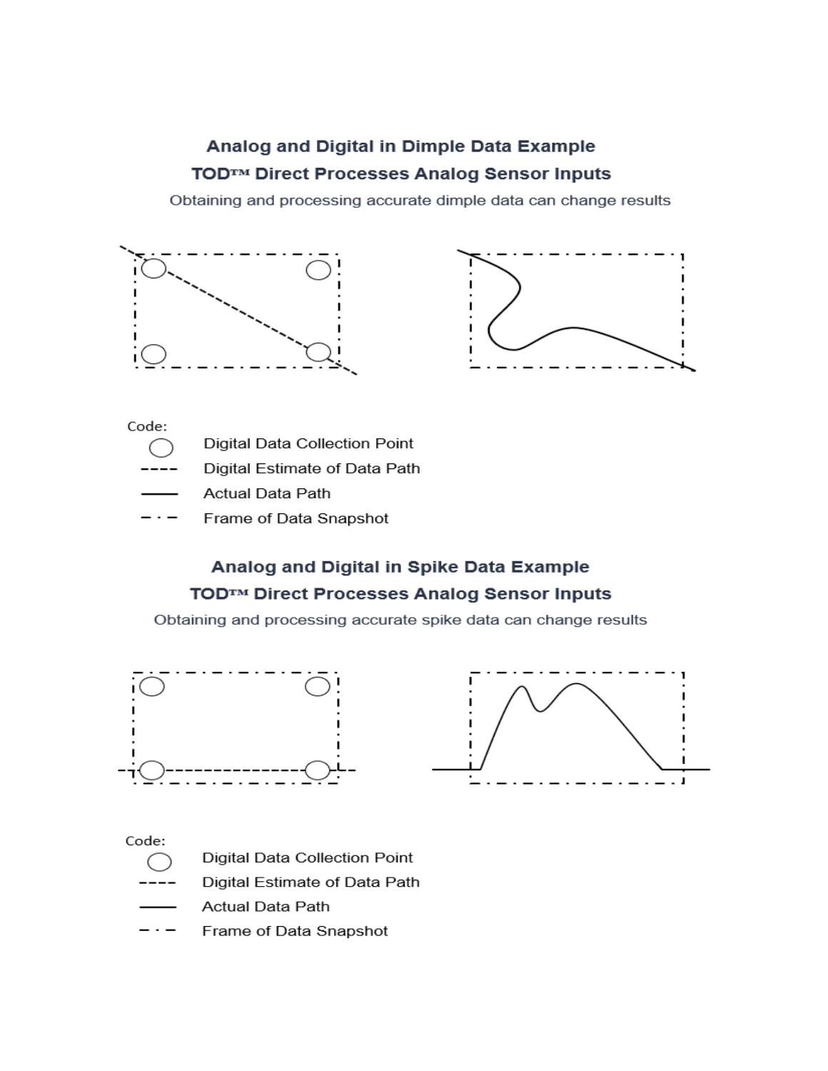## Analog and Digital in Dimple Data Example

## TOD™ Direct Processes Analog Sensor Inputs

Obtaining and processing accurate dimple data can change results

Code:

- ◯ Digital Data Collection Point
- ---- Digital Estimate of Data Path
- —— Actual Data Path
- – · – Frame of Data Snapshot

## Analog and Digital in Spike Data Example

## TOD™ Direct Processes Analog Sensor Inputs

Obtaining and processing accurate spike data can change results

Code:

- ◯ Digital Data Collection Point
- ---- Digital Estimate of Data Path
- —— Actual Data Path
- – · – Frame of Data Snapshot